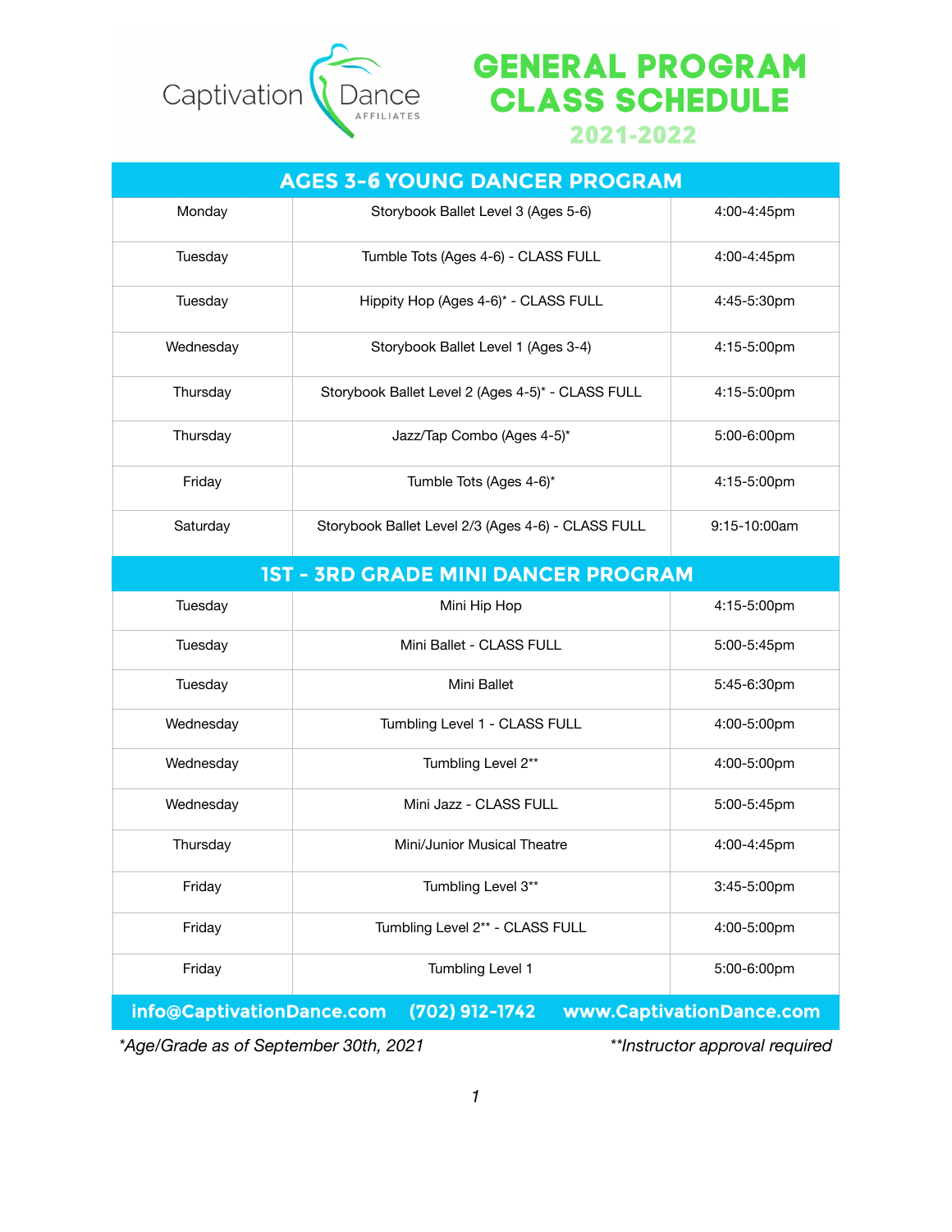Captivation Dance AFFILIATES

# GENERAL PROGRAM CLASS SCHEDULE

## 2021-2022

| AGES 3-6 YOUNG DANCER PROGRAM | | |
|---|---|---|
| Monday | Storybook Ballet Level 3 (Ages 5-6) | 4:00-4:45pm |
| Tuesday | Tumble Tots (Ages 4-6) - CLASS FULL | 4:00-4:45pm |
| Tuesday | Hippity Hop (Ages 4-6)* - CLASS FULL | 4:45-5:30pm |
| Wednesday | Storybook Ballet Level 1 (Ages 3-4) | 4:15-5:00pm |
| Thursday | Storybook Ballet Level 2 (Ages 4-5)* - CLASS FULL | 4:15-5:00pm |
| Thursday | Jazz/Tap Combo (Ages 4-5)* | 5:00-6:00pm |
| Friday | Tumble Tots (Ages 4-6)* | 4:15-5:00pm |
| Saturday | Storybook Ballet Level 2/3 (Ages 4-6) - CLASS FULL | 9:15-10:00am |

| 1ST - 3RD GRADE MINI DANCER PROGRAM | | |
|---|---|---|
| Tuesday | Mini Hip Hop | 4:15-5:00pm |
| Tuesday | Mini Ballet - CLASS FULL | 5:00-5:45pm |
| Tuesday | Mini Ballet | 5:45-6:30pm |
| Wednesday | Tumbling Level 1 - CLASS FULL | 4:00-5:00pm |
| Wednesday | Tumbling Level 2** | 4:00-5:00pm |
| Wednesday | Mini Jazz - CLASS FULL | 5:00-5:45pm |
| Thursday | Mini/Junior Musical Theatre | 4:00-4:45pm |
| Friday | Tumbling Level 3** | 3:45-5:00pm |
| Friday | Tumbling Level 2** - CLASS FULL | 4:00-5:00pm |
| Friday | Tumbling Level 1 | 5:00-6:00pm |

**info@CaptivationDance.com (702) 912-1742 www.CaptivationDance.com**

*\*Age/Grade as of September 30th, 2021* *\*\*Instructor approval required*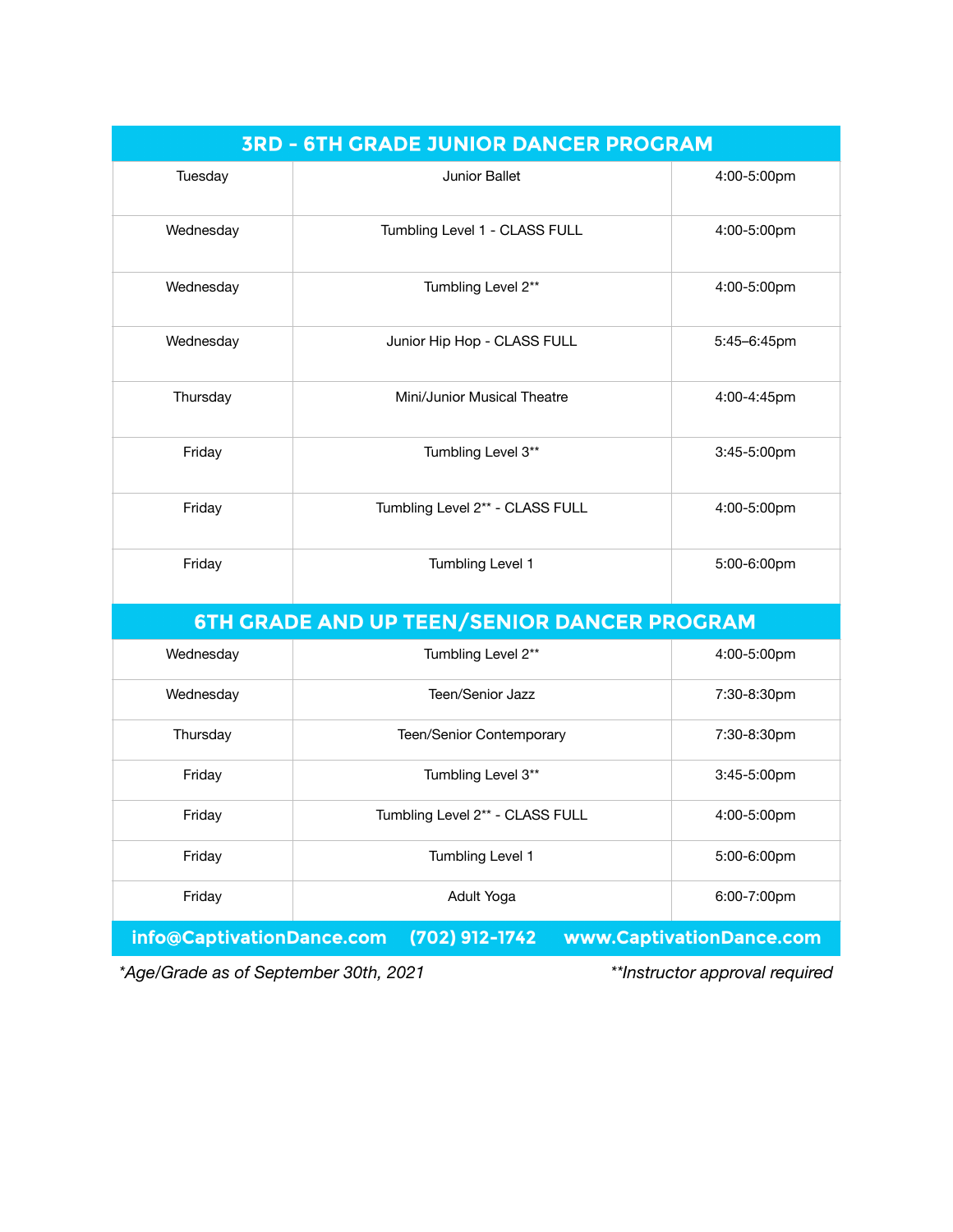| | | |
|---|---|---|
| **3RD - 6TH GRADE JUNIOR DANCER PROGRAM** | | |
| Tuesday | Junior Ballet | 4:00-5:00pm |
| Wednesday | Tumbling Level 1 - CLASS FULL | 4:00-5:00pm |
| Wednesday | Tumbling Level 2** | 4:00-5:00pm |
| Wednesday | Junior Hip Hop - CLASS FULL | 5:45–6:45pm |
| Thursday | Mini/Junior Musical Theatre | 4:00-4:45pm |
| Friday | Tumbling Level 3** | 3:45-5:00pm |
| Friday | Tumbling Level 2** - CLASS FULL | 4:00-5:00pm |
| Friday | Tumbling Level 1 | 5:00-6:00pm |
| **6TH GRADE AND UP TEEN/SENIOR DANCER PROGRAM** | | |
| Wednesday | Tumbling Level 2** | 4:00-5:00pm |
| Wednesday | Teen/Senior Jazz | 7:30-8:30pm |
| Thursday | Teen/Senior Contemporary | 7:30-8:30pm |
| Friday | Tumbling Level 3** | 3:45-5:00pm |
| Friday | Tumbling Level 2** - CLASS FULL | 4:00-5:00pm |
| Friday | Tumbling Level 1 | 5:00-6:00pm |
| Friday | Adult Yoga | 6:00-7:00pm |

**info@CaptivationDance.com (702) 912-1742 www.CaptivationDance.com**

*\*Age/Grade as of September 30th, 2021*

*\*\*Instructor approval required*